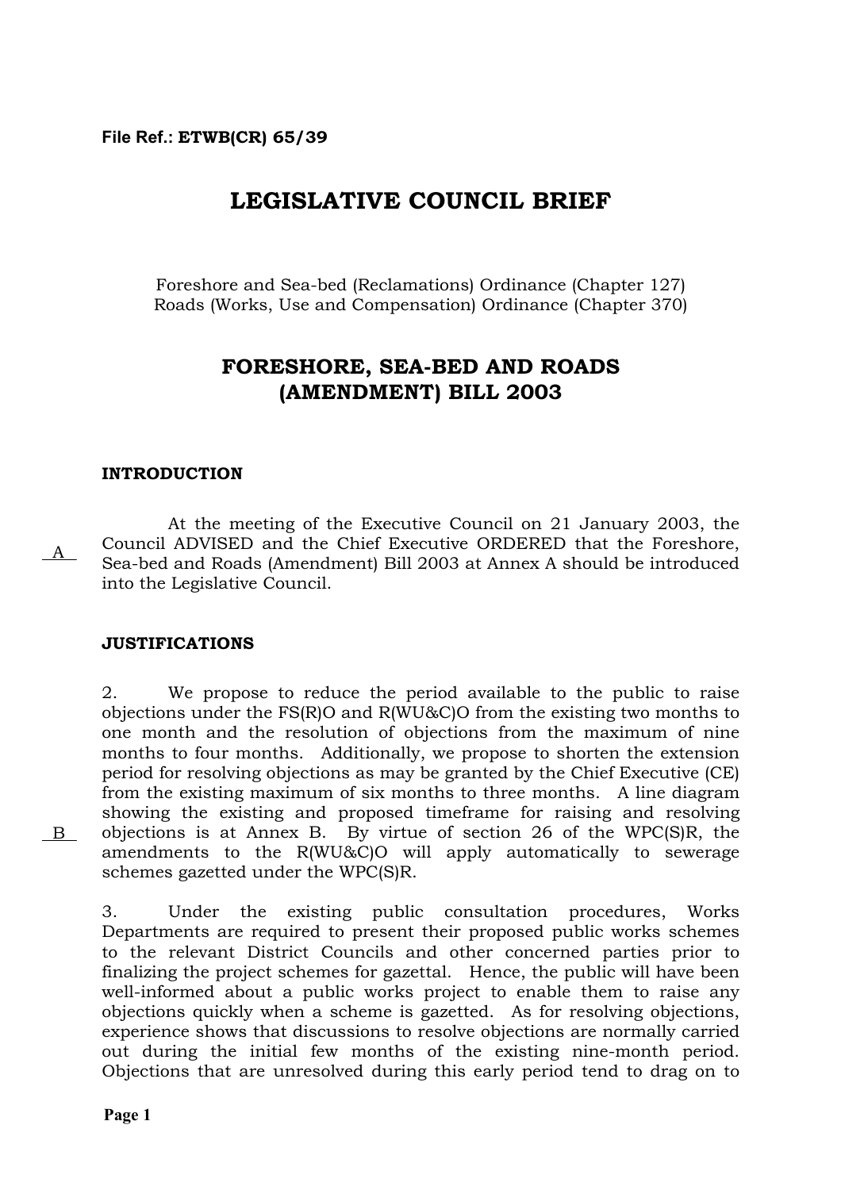File Ref.: **ETWB(CR) 65/39**

# LEGISLATIVE COUNCIL BRIEF

Foreshore and Sea-bed (Reclamations) Ordinance (Chapter 127)
Roads (Works, Use and Compensation) Ordinance (Chapter 370)

## FORESHORE, SEA-BED AND ROADS (AMENDMENT) BILL 2003

### INTRODUCTION

A

At the meeting of the Executive Council on 21 January 2003, the Council ADVISED and the Chief Executive ORDERED that the Foreshore, Sea-bed and Roads (Amendment) Bill 2003 at Annex A should be introduced into the Legislative Council.

### JUSTIFICATIONS

B

2. We propose to reduce the period available to the public to raise objections under the FS(R)O and R(WU&C)O from the existing two months to one month and the resolution of objections from the maximum of nine months to four months. Additionally, we propose to shorten the extension period for resolving objections as may be granted by the Chief Executive (CE) from the existing maximum of six months to three months. A line diagram showing the existing and proposed timeframe for raising and resolving objections is at Annex B. By virtue of section 26 of the WPC(S)R, the amendments to the R(WU&C)O will apply automatically to sewerage schemes gazetted under the WPC(S)R.

3. Under the existing public consultation procedures, Works Departments are required to present their proposed public works schemes to the relevant District Councils and other concerned parties prior to finalizing the project schemes for gazettal. Hence, the public will have been well-informed about a public works project to enable them to raise any objections quickly when a scheme is gazetted. As for resolving objections, experience shows that discussions to resolve objections are normally carried out during the initial few months of the existing nine-month period. Objections that are unresolved during this early period tend to drag on to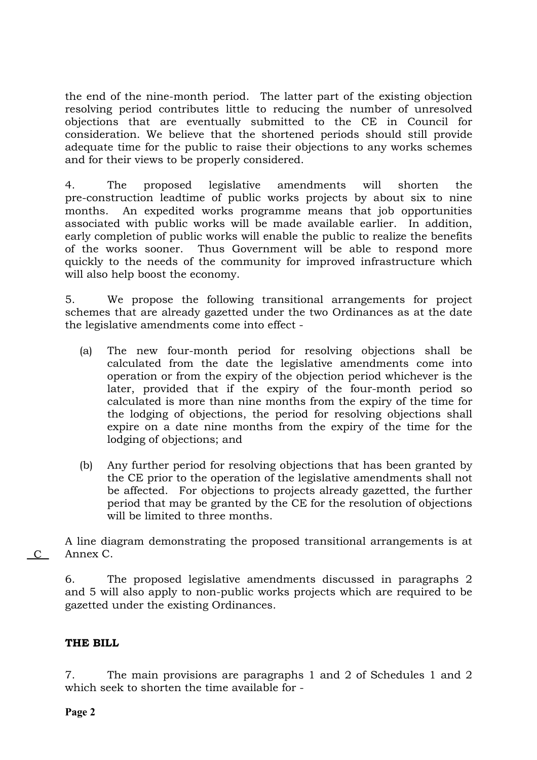the end of the nine-month period. The latter part of the existing objection resolving period contributes little to reducing the number of unresolved objections that are eventually submitted to the CE in Council for consideration. We believe that the shortened periods should still provide adequate time for the public to raise their objections to any works schemes and for their views to be properly considered.

4. The proposed legislative amendments will shorten the pre-construction leadtime of public works projects by about six to nine months. An expedited works programme means that job opportunities associated with public works will be made available earlier. In addition, early completion of public works will enable the public to realize the benefits of the works sooner. Thus Government will be able to respond more quickly to the needs of the community for improved infrastructure which will also help boost the economy.

5. We propose the following transitional arrangements for project schemes that are already gazetted under the two Ordinances as at the date the legislative amendments come into effect -

(a) The new four-month period for resolving objections shall be calculated from the date the legislative amendments come into operation or from the expiry of the objection period whichever is the later, provided that if the expiry of the four-month period so calculated is more than nine months from the expiry of the time for the lodging of objections, the period for resolving objections shall expire on a date nine months from the expiry of the time for the lodging of objections; and

(b) Any further period for resolving objections that has been granted by the CE prior to the operation of the legislative amendments shall not be affected. For objections to projects already gazetted, the further period that may be granted by the CE for the resolution of objections will be limited to three months.

A line diagram demonstrating the proposed transitional arrangements is at Annex C.

C

6. The proposed legislative amendments discussed in paragraphs 2 and 5 will also apply to non-public works projects which are required to be gazetted under the existing Ordinances.

## THE BILL

7. The main provisions are paragraphs 1 and 2 of Schedules 1 and 2 which seek to shorten the time available for -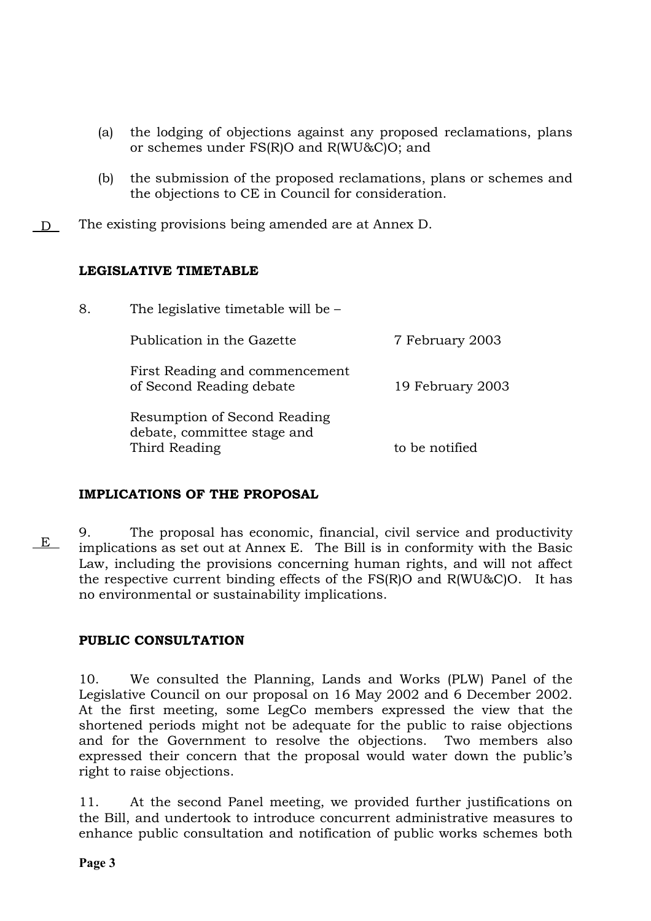(a) the lodging of objections against any proposed reclamations, plans or schemes under FS(R)O and R(WU&C)O; and

(b) the submission of the proposed reclamations, plans or schemes and the objections to CE in Council for consideration.

D The existing provisions being amended are at Annex D.

**LEGISLATIVE TIMETABLE**

8. The legislative timetable will be –

| | |
|---|---|
| Publication in the Gazette | 7 February 2003 |
| First Reading and commencement of Second Reading debate | 19 February 2003 |
| Resumption of Second Reading debate, committee stage and Third Reading | to be notified |

**IMPLICATIONS OF THE PROPOSAL**

E 9. The proposal has economic, financial, civil service and productivity implications as set out at Annex E. The Bill is in conformity with the Basic Law, including the provisions concerning human rights, and will not affect the respective current binding effects of the FS(R)O and R(WU&C)O. It has no environmental or sustainability implications.

**PUBLIC CONSULTATION**

10. We consulted the Planning, Lands and Works (PLW) Panel of the Legislative Council on our proposal on 16 May 2002 and 6 December 2002. At the first meeting, some LegCo members expressed the view that the shortened periods might not be adequate for the public to raise objections and for the Government to resolve the objections. Two members also expressed their concern that the proposal would water down the public's right to raise objections.

11. At the second Panel meeting, we provided further justifications on the Bill, and undertook to introduce concurrent administrative measures to enhance public consultation and notification of public works schemes both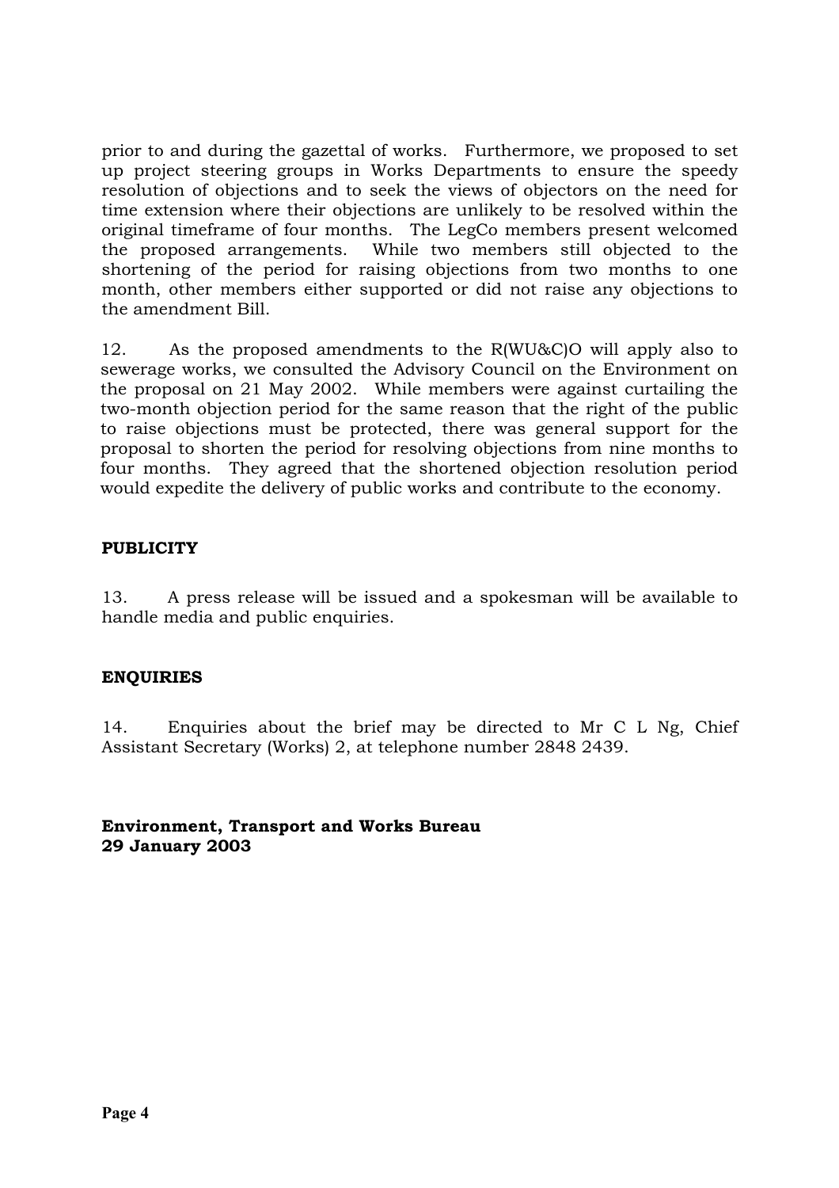prior to and during the gazettal of works. Furthermore, we proposed to set up project steering groups in Works Departments to ensure the speedy resolution of objections and to seek the views of objectors on the need for time extension where their objections are unlikely to be resolved within the original timeframe of four months. The LegCo members present welcomed the proposed arrangements. While two members still objected to the shortening of the period for raising objections from two months to one month, other members either supported or did not raise any objections to the amendment Bill.

12. As the proposed amendments to the R(WU&C)O will apply also to sewerage works, we consulted the Advisory Council on the Environment on the proposal on 21 May 2002. While members were against curtailing the two-month objection period for the same reason that the right of the public to raise objections must be protected, there was general support for the proposal to shorten the period for resolving objections from nine months to four months. They agreed that the shortened objection resolution period would expedite the delivery of public works and contribute to the economy.

**PUBLICITY**

13. A press release will be issued and a spokesman will be available to handle media and public enquiries.

**ENQUIRIES**

14. Enquiries about the brief may be directed to Mr C L Ng, Chief Assistant Secretary (Works) 2, at telephone number 2848 2439.

**Environment, Transport and Works Bureau**
**29 January 2003**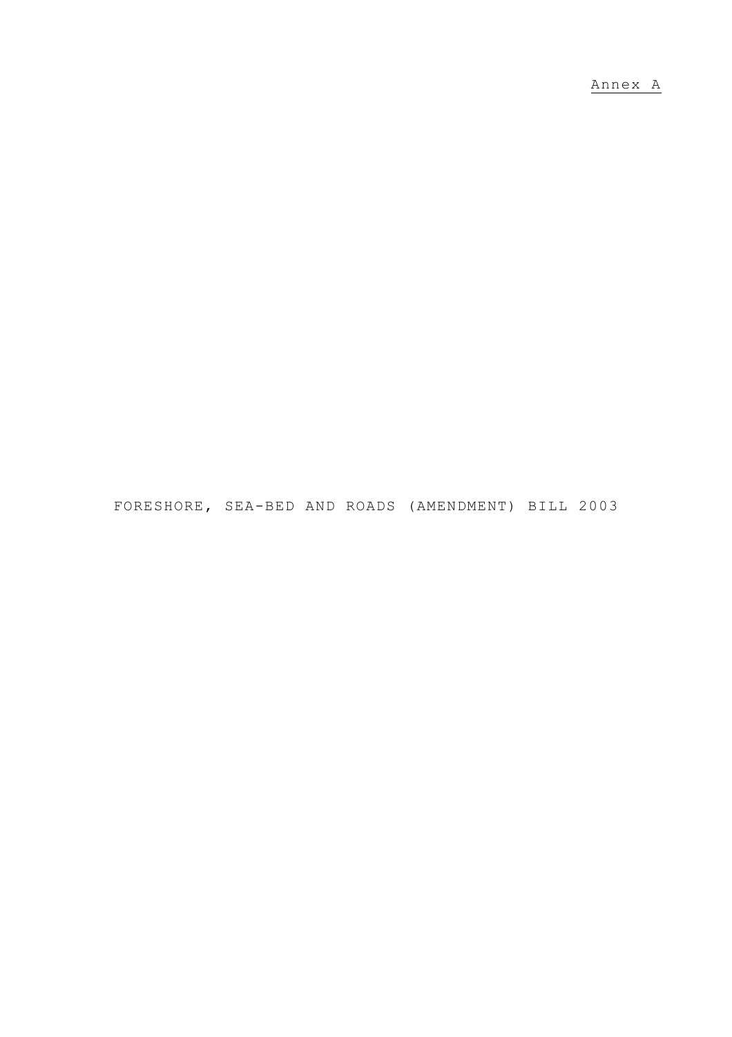<u>Annex A</u>

# FORESHORE, SEA-BED AND ROADS (AMENDMENT) BILL 2003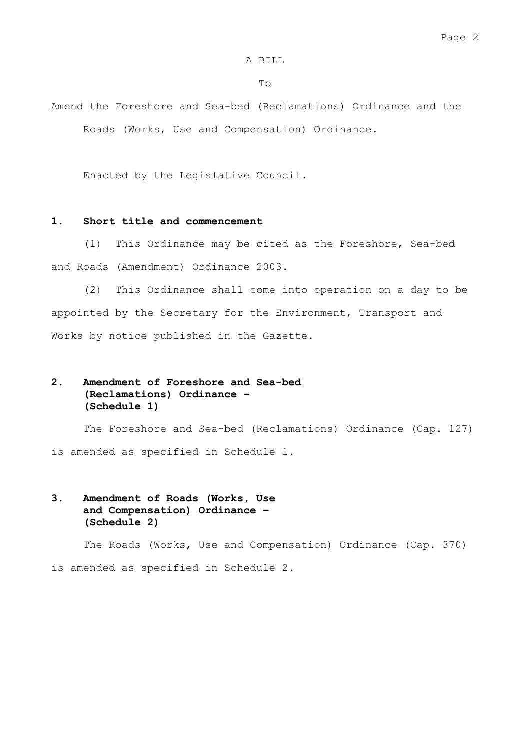A BILL

To

Amend the Foreshore and Sea-bed (Reclamations) Ordinance and the Roads (Works, Use and Compensation) Ordinance.

Enacted by the Legislative Council.

**1. Short title and commencement**

(1) This Ordinance may be cited as the Foreshore, Sea-bed and Roads (Amendment) Ordinance 2003.

(2) This Ordinance shall come into operation on a day to be appointed by the Secretary for the Environment, Transport and Works by notice published in the Gazette.

**2. Amendment of Foreshore and Sea-bed (Reclamations) Ordinance – (Schedule 1)**

The Foreshore and Sea-bed (Reclamations) Ordinance (Cap. 127) is amended as specified in Schedule 1.

**3. Amendment of Roads (Works, Use and Compensation) Ordinance – (Schedule 2)**

The Roads (Works, Use and Compensation) Ordinance (Cap. 370) is amended as specified in Schedule 2.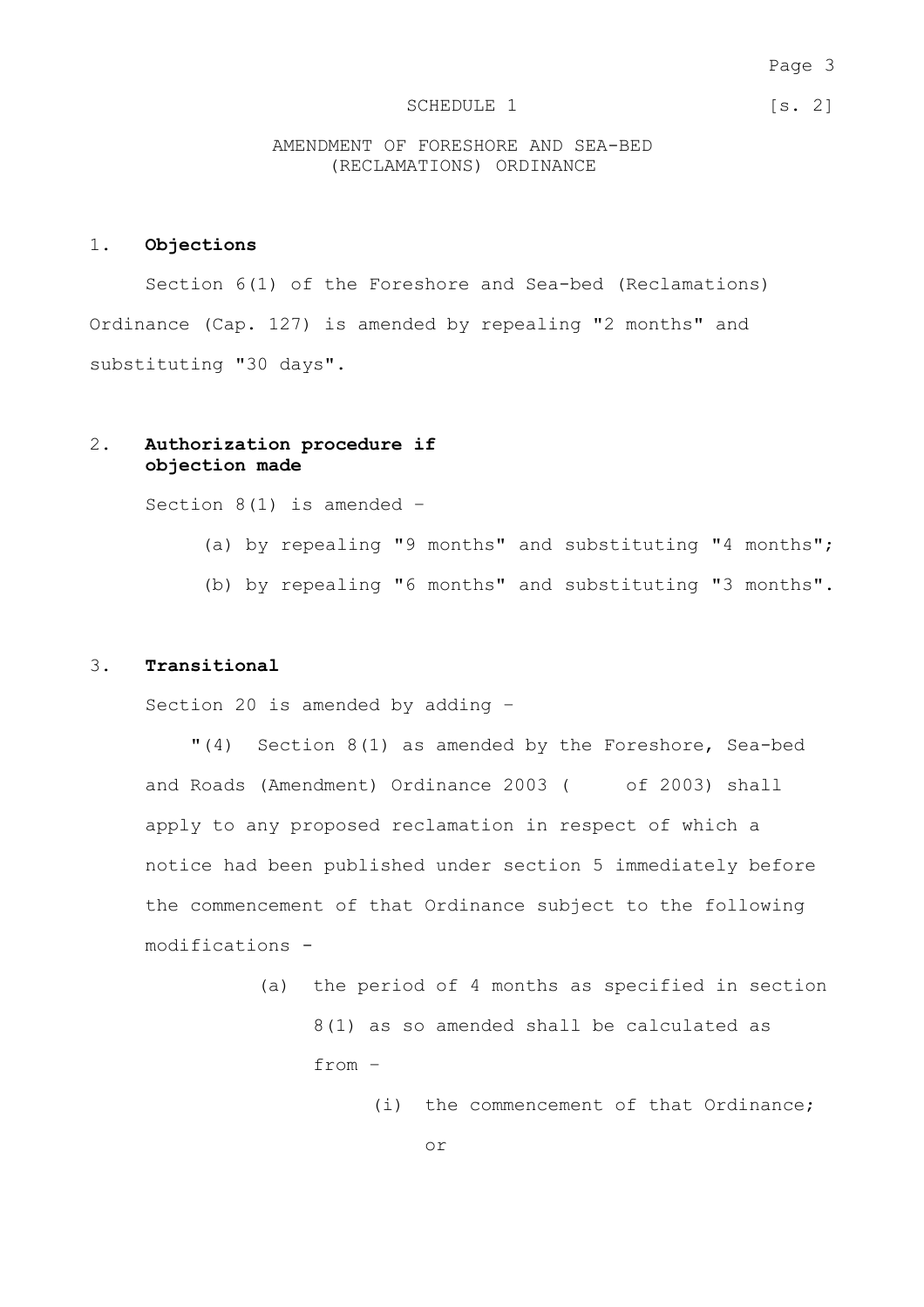SCHEDULE 1 [s. 2]

AMENDMENT OF FORESHORE AND SEA-BED (RECLAMATIONS) ORDINANCE

1. **Objections**

Section 6(1) of the Foreshore and Sea-bed (Reclamations) Ordinance (Cap. 127) is amended by repealing "2 months" and substituting "30 days".

2. **Authorization procedure if objection made**

Section 8(1) is amended –

(a) by repealing "9 months" and substituting "4 months";

(b) by repealing "6 months" and substituting "3 months".

3. **Transitional**

Section 20 is amended by adding –

"(4) Section 8(1) as amended by the Foreshore, Sea-bed and Roads (Amendment) Ordinance 2003 (     of 2003) shall apply to any proposed reclamation in respect of which a notice had been published under section 5 immediately before the commencement of that Ordinance subject to the following modifications -

(a) the period of 4 months as specified in section 8(1) as so amended shall be calculated as from –

(i) the commencement of that Ordinance; or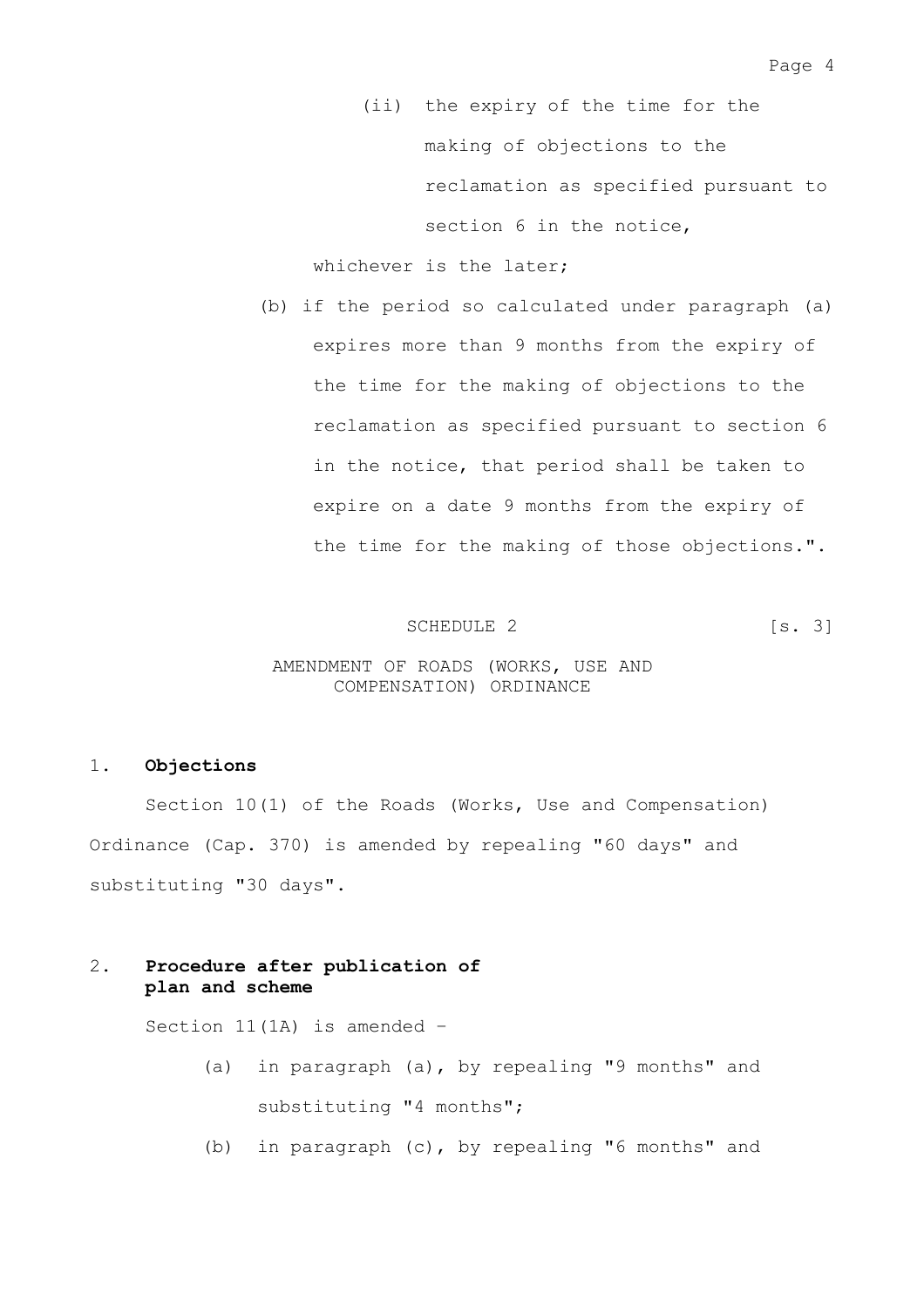(ii) the expiry of the time for the making of objections to the reclamation as specified pursuant to section 6 in the notice,

whichever is the later;

(b) if the period so calculated under paragraph (a) expires more than 9 months from the expiry of the time for the making of objections to the reclamation as specified pursuant to section 6 in the notice, that period shall be taken to expire on a date 9 months from the expiry of the time for the making of those objections.".

SCHEDULE 2 [s. 3]

AMENDMENT OF ROADS (WORKS, USE AND COMPENSATION) ORDINANCE

1. **Objections**

Section 10(1) of the Roads (Works, Use and Compensation) Ordinance (Cap. 370) is amended by repealing "60 days" and substituting "30 days".

2. **Procedure after publication of plan and scheme**

Section 11(1A) is amended -

(a) in paragraph (a), by repealing "9 months" and substituting "4 months";

(b) in paragraph (c), by repealing "6 months" and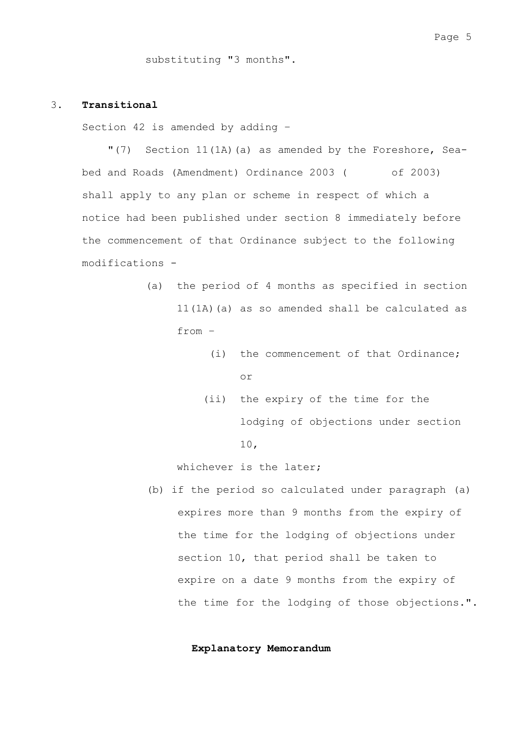substituting "3 months".

### 3. **Transitional**

Section 42 is amended by adding –

"(7) Section 11(1A)(a) as amended by the Foreshore, Sea-bed and Roads (Amendment) Ordinance 2003 (       of 2003) shall apply to any plan or scheme in respect of which a notice had been published under section 8 immediately before the commencement of that Ordinance subject to the following modifications -

(a) the period of 4 months as specified in section 11(1A)(a) as so amended shall be calculated as from –

(i) the commencement of that Ordinance; or

(ii) the expiry of the time for the lodging of objections under section 10,

whichever is the later;

(b) if the period so calculated under paragraph (a) expires more than 9 months from the expiry of the time for the lodging of objections under section 10, that period shall be taken to expire on a date 9 months from the expiry of the time for the lodging of those objections.".

## **Explanatory Memorandum**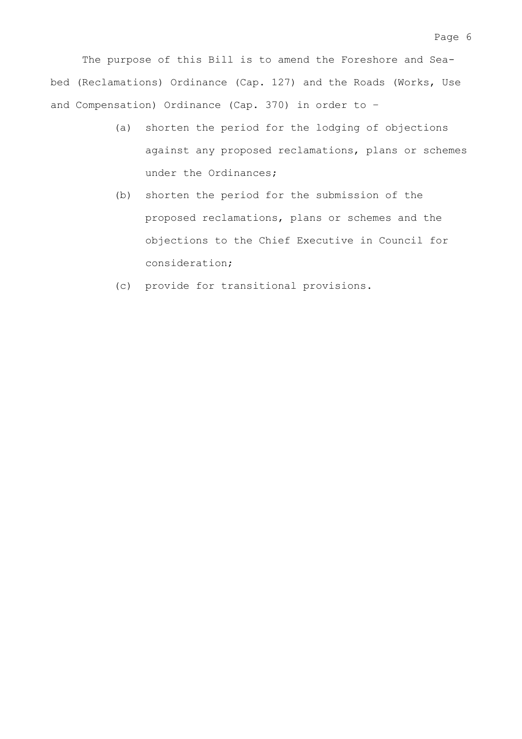The purpose of this Bill is to amend the Foreshore and Sea-bed (Reclamations) Ordinance (Cap. 127) and the Roads (Works, Use and Compensation) Ordinance (Cap. 370) in order to –

(a) shorten the period for the lodging of objections against any proposed reclamations, plans or schemes under the Ordinances;

(b) shorten the period for the submission of the proposed reclamations, plans or schemes and the objections to the Chief Executive in Council for consideration;

(c) provide for transitional provisions.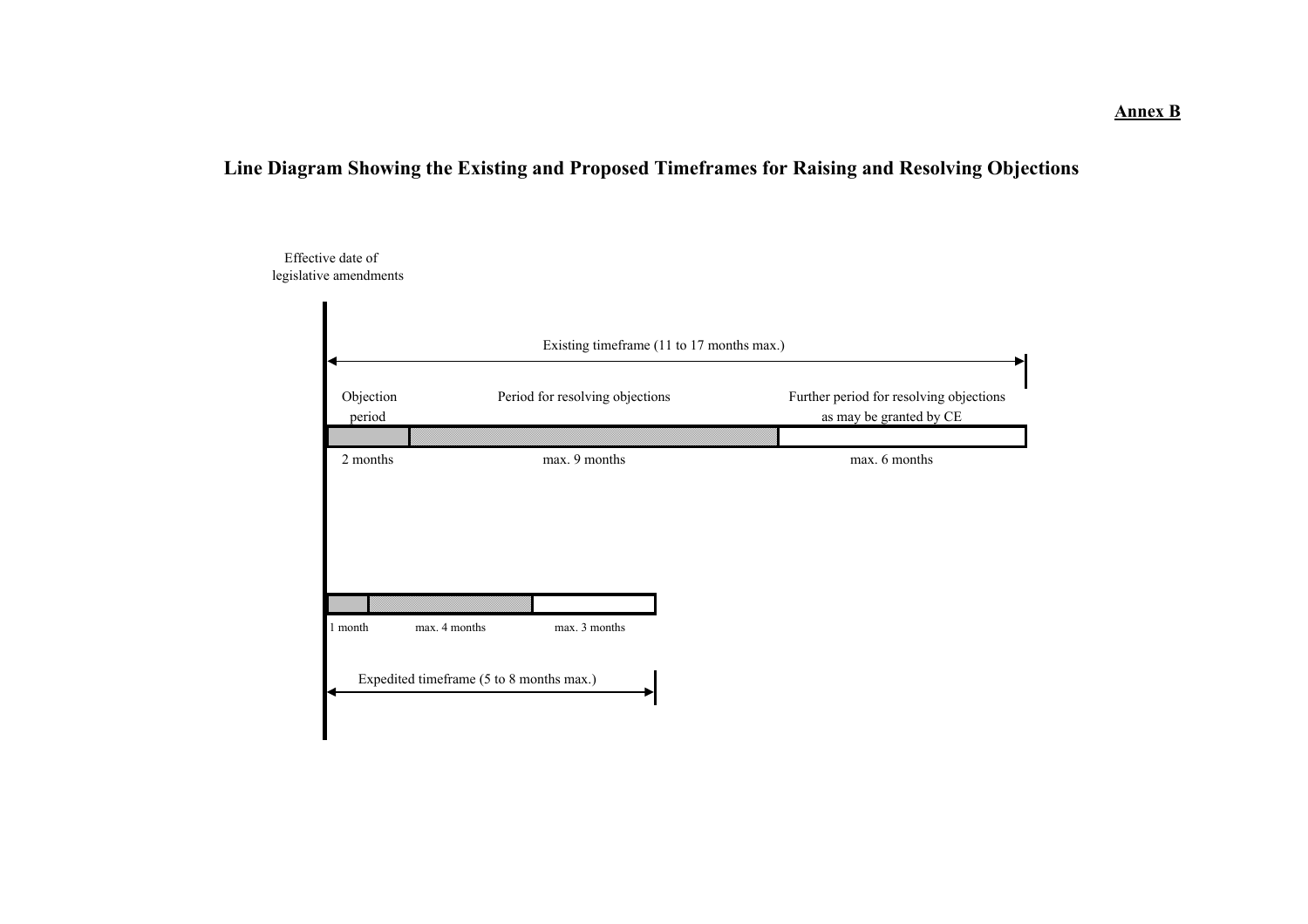**Annex B**

# Line Diagram Showing the Existing and Proposed Timeframes for Raising and Resolving Objections

Effective date of legislative amendments

Existing timeframe (11 to 17 months max.)

| Objection period | Period for resolving objections | Further period for resolving objections as may be granted by CE |
|---|---|---|
| 2 months | max. 9 months | max. 6 months |

| | | |
|---|---|---|
| 1 month | max. 4 months | max. 3 months |

Expedited timeframe (5 to 8 months max.)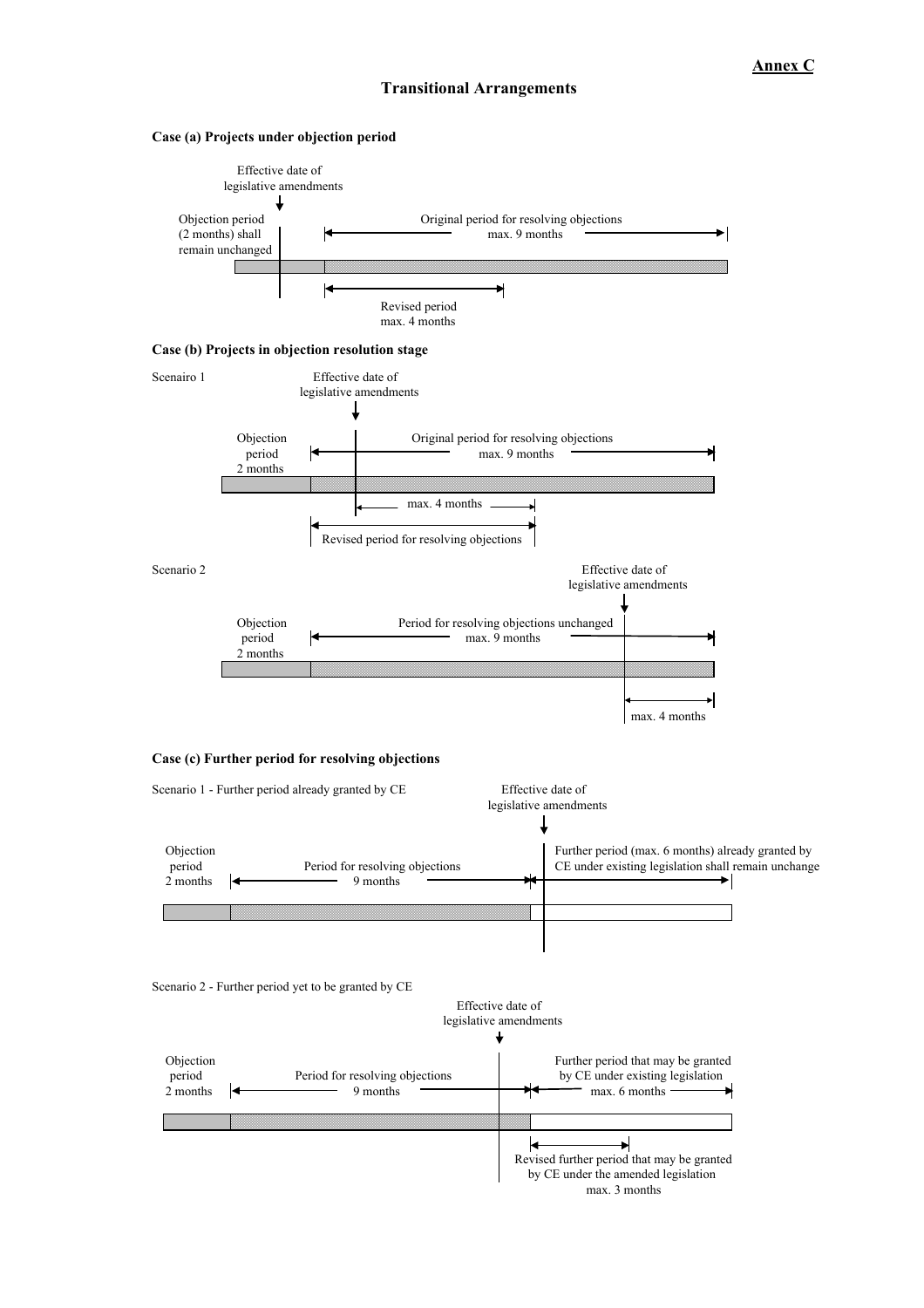**Annex C**

## Transitional Arrangements

### Case (a) Projects under objection period

Effective date of legislative amendments

Objection period (2 months) shall remain unchanged

Original period for resolving objections max. 9 months

Revised period max. 4 months

### Case (b) Projects in objection resolution stage

Scenairo 1

Effective date of legislative amendments

Objection period 2 months

Original period for resolving objections max. 9 months

max. 4 months

Revised period for resolving objections

Scenario 2

Effective date of legislative amendments

Objection period 2 months

Period for resolving objections unchanged max. 9 months

max. 4 months

### Case (c) Further period for resolving objections

Scenario 1 - Further period already granted by CE

Effective date of legislative amendments

Objection period 2 months

Period for resolving objections 9 months

Further period (max. 6 months) already granted by CE under existing legislation shall remain unchange

Scenario 2 - Further period yet to be granted by CE

Effective date of legislative amendments

Objection period 2 months

Period for resolving objections 9 months

Further period that may be granted by CE under existing legislation max. 6 months

Revised further period that may be granted by CE under the amended legislation max. 3 months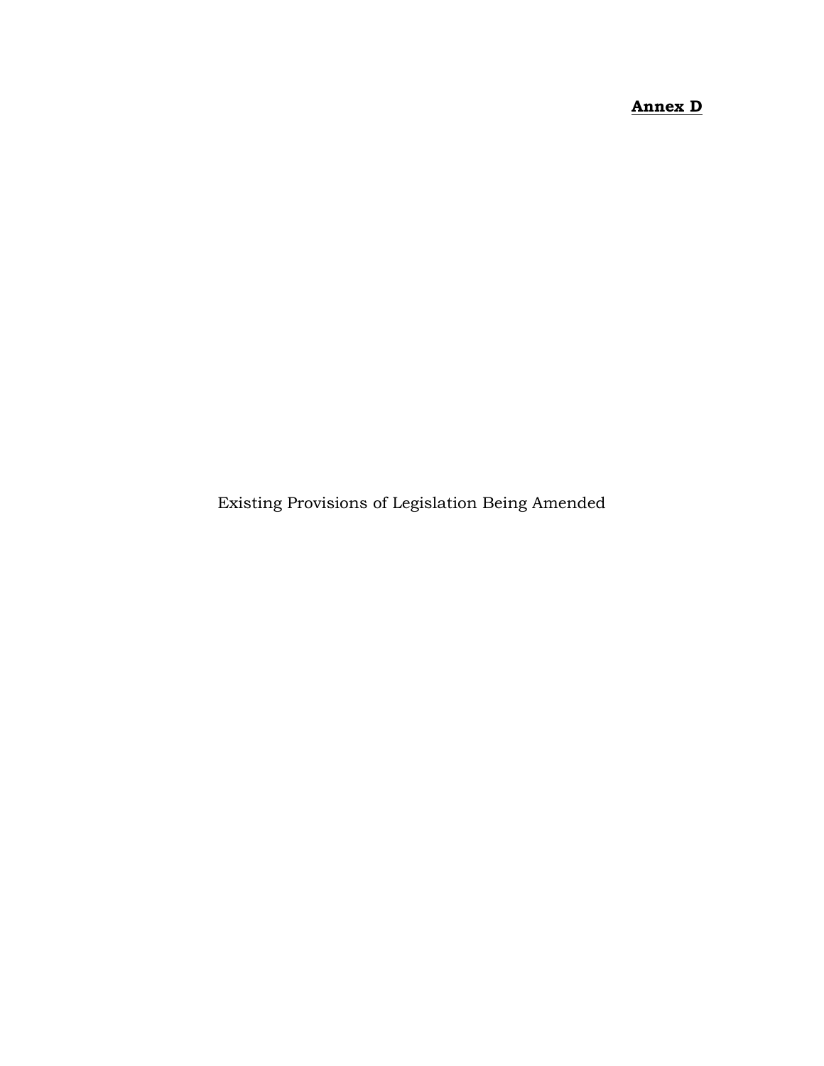**Annex D**

Existing Provisions of Legislation Being Amended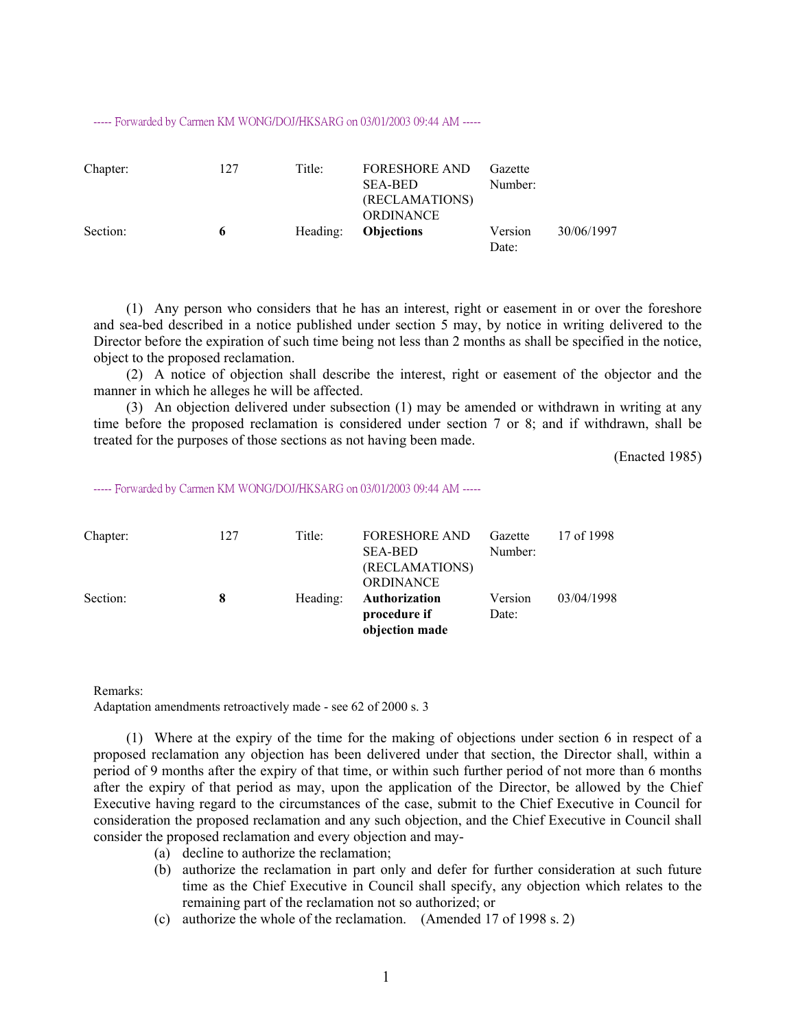----- Forwarded by Carmen KM WONG/DOJ/HKSARG on 03/01/2003 09:44 AM -----

| Chapter: | 127 | Title: | FORESHORE AND SEA-BED (RECLAMATIONS) ORDINANCE | Gazette Number: | |
|---|---|---|---|---|---|
| Section: | **6** | Heading: | **Objections** | Version Date: | 30/06/1997 |

(1) Any person who considers that he has an interest, right or easement in or over the foreshore and sea-bed described in a notice published under section 5 may, by notice in writing delivered to the Director before the expiration of such time being not less than 2 months as shall be specified in the notice, object to the proposed reclamation.

(2) A notice of objection shall describe the interest, right or easement of the objector and the manner in which he alleges he will be affected.

(3) An objection delivered under subsection (1) may be amended or withdrawn in writing at any time before the proposed reclamation is considered under section 7 or 8; and if withdrawn, shall be treated for the purposes of those sections as not having been made.

(Enacted 1985)

----- Forwarded by Carmen KM WONG/DOJ/HKSARG on 03/01/2003 09:44 AM -----

| Chapter: | 127 | Title: | FORESHORE AND SEA-BED (RECLAMATIONS) ORDINANCE | Gazette Number: | 17 of 1998 |
|---|---|---|---|---|---|
| Section: | **8** | Heading: | **Authorization procedure if objection made** | Version Date: | 03/04/1998 |

Remarks:
Adaptation amendments retroactively made - see 62 of 2000 s. 3

(1) Where at the expiry of the time for the making of objections under section 6 in respect of a proposed reclamation any objection has been delivered under that section, the Director shall, within a period of 9 months after the expiry of that time, or within such further period of not more than 6 months after the expiry of that period as may, upon the application of the Director, be allowed by the Chief Executive having regard to the circumstances of the case, submit to the Chief Executive in Council for consideration the proposed reclamation and any such objection, and the Chief Executive in Council shall consider the proposed reclamation and every objection and may-

(a) decline to authorize the reclamation;

(b) authorize the reclamation in part only and defer for further consideration at such future time as the Chief Executive in Council shall specify, any objection which relates to the remaining part of the reclamation not so authorized; or

(c) authorize the whole of the reclamation. (Amended 17 of 1998 s. 2)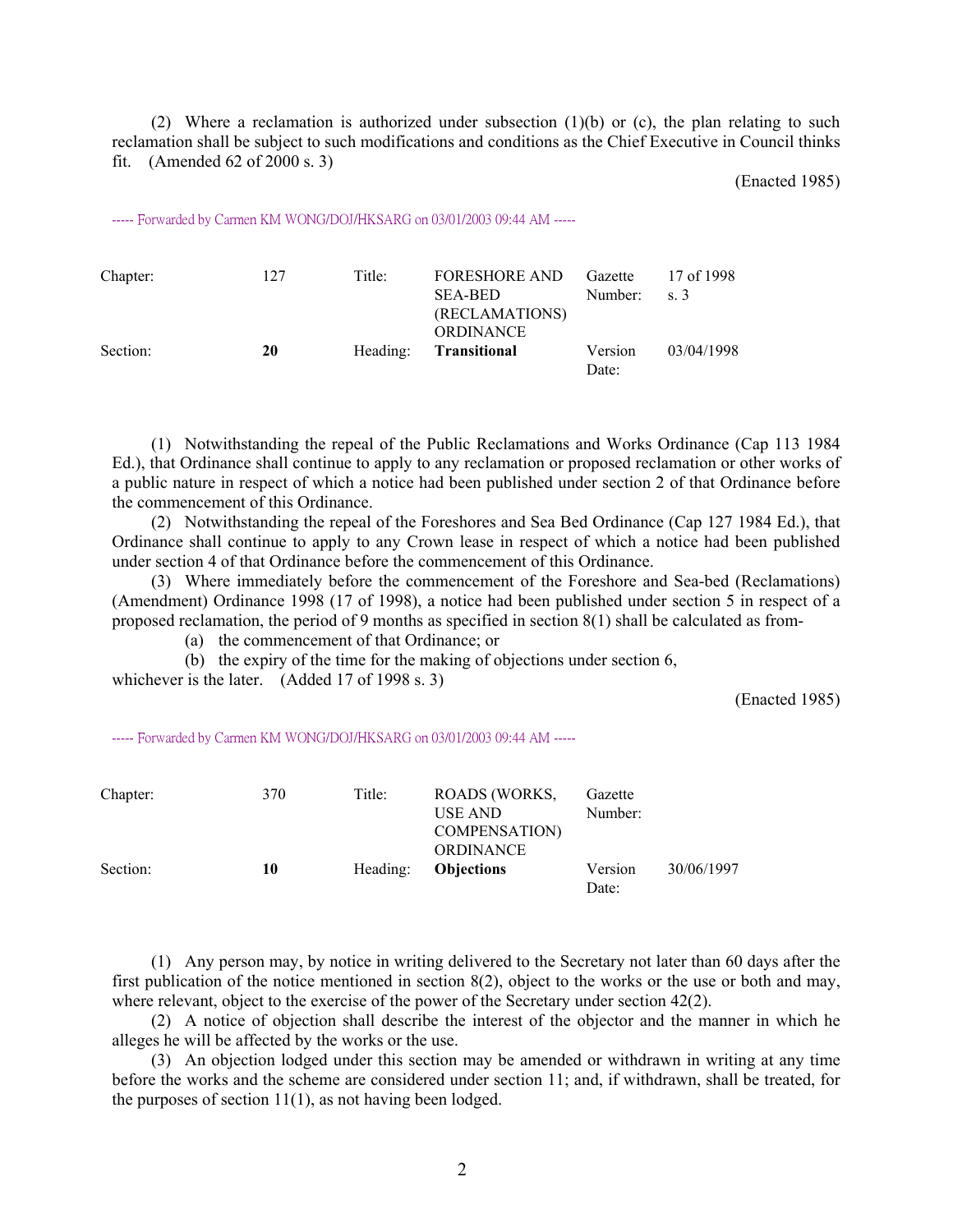(2) Where a reclamation is authorized under subsection (1)(b) or (c), the plan relating to such reclamation shall be subject to such modifications and conditions as the Chief Executive in Council thinks fit. (Amended 62 of 2000 s. 3)

(Enacted 1985)

----- Forwarded by Carmen KM WONG/DOJ/HKSARG on 03/01/2003 09:44 AM -----

| Chapter: | 127 | Title: | FORESHORE AND SEA-BED (RECLAMATIONS) ORDINANCE | Gazette Number: | 17 of 1998 s. 3 |
|---|---|---|---|---|---|
| Section: | **20** | Heading: | **Transitional** | Version Date: | 03/04/1998 |

(1) Notwithstanding the repeal of the Public Reclamations and Works Ordinance (Cap 113 1984 Ed.), that Ordinance shall continue to apply to any reclamation or proposed reclamation or other works of a public nature in respect of which a notice had been published under section 2 of that Ordinance before the commencement of this Ordinance.

(2) Notwithstanding the repeal of the Foreshores and Sea Bed Ordinance (Cap 127 1984 Ed.), that Ordinance shall continue to apply to any Crown lease in respect of which a notice had been published under section 4 of that Ordinance before the commencement of this Ordinance.

(3) Where immediately before the commencement of the Foreshore and Sea-bed (Reclamations) (Amendment) Ordinance 1998 (17 of 1998), a notice had been published under section 5 in respect of a proposed reclamation, the period of 9 months as specified in section 8(1) shall be calculated as from-

(a) the commencement of that Ordinance; or

(b) the expiry of the time for the making of objections under section 6,

whichever is the later. (Added 17 of 1998 s. 3)

(Enacted 1985)

----- Forwarded by Carmen KM WONG/DOJ/HKSARG on 03/01/2003 09:44 AM -----

| Chapter: | 370 | Title: | ROADS (WORKS, USE AND COMPENSATION) ORDINANCE | Gazette Number: | |
|---|---|---|---|---|---|
| Section: | **10** | Heading: | **Objections** | Version Date: | 30/06/1997 |

(1) Any person may, by notice in writing delivered to the Secretary not later than 60 days after the first publication of the notice mentioned in section 8(2), object to the works or the use or both and may, where relevant, object to the exercise of the power of the Secretary under section 42(2).

(2) A notice of objection shall describe the interest of the objector and the manner in which he alleges he will be affected by the works or the use.

(3) An objection lodged under this section may be amended or withdrawn in writing at any time before the works and the scheme are considered under section 11; and, if withdrawn, shall be treated, for the purposes of section 11(1), as not having been lodged.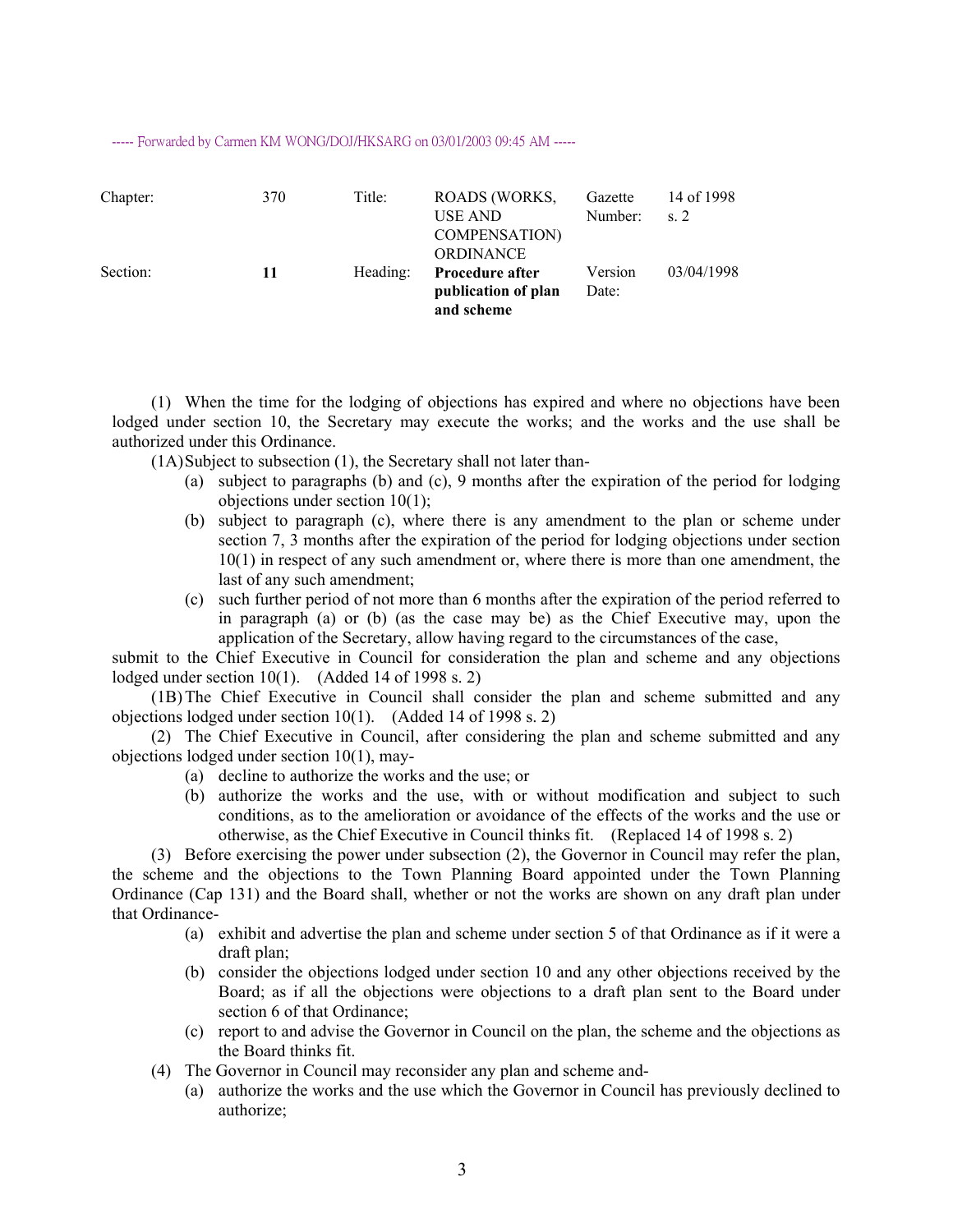----- Forwarded by Carmen KM WONG/DOJ/HKSARG on 03/01/2003 09:45 AM -----

| Chapter: | 370 | Title: | ROADS (WORKS, USE AND COMPENSATION) ORDINANCE | Gazette Number: | 14 of 1998 s. 2 |
|---|---|---|---|---|---|
| Section: | **11** | Heading: | **Procedure after publication of plan and scheme** | Version Date: | 03/04/1998 |

(1) When the time for the lodging of objections has expired and where no objections have been lodged under section 10, the Secretary may execute the works; and the works and the use shall be authorized under this Ordinance.

(1A) Subject to subsection (1), the Secretary shall not later than-

- (a) subject to paragraphs (b) and (c), 9 months after the expiration of the period for lodging objections under section 10(1);
- (b) subject to paragraph (c), where there is any amendment to the plan or scheme under section 7, 3 months after the expiration of the period for lodging objections under section 10(1) in respect of any such amendment or, where there is more than one amendment, the last of any such amendment;
- (c) such further period of not more than 6 months after the expiration of the period referred to in paragraph (a) or (b) (as the case may be) as the Chief Executive may, upon the application of the Secretary, allow having regard to the circumstances of the case,

submit to the Chief Executive in Council for consideration the plan and scheme and any objections lodged under section 10(1). (Added 14 of 1998 s. 2)

(1B) The Chief Executive in Council shall consider the plan and scheme submitted and any objections lodged under section 10(1). (Added 14 of 1998 s. 2)

(2) The Chief Executive in Council, after considering the plan and scheme submitted and any objections lodged under section 10(1), may-

- (a) decline to authorize the works and the use; or
- (b) authorize the works and the use, with or without modification and subject to such conditions, as to the amelioration or avoidance of the effects of the works and the use or otherwise, as the Chief Executive in Council thinks fit. (Replaced 14 of 1998 s. 2)

(3) Before exercising the power under subsection (2), the Governor in Council may refer the plan, the scheme and the objections to the Town Planning Board appointed under the Town Planning Ordinance (Cap 131) and the Board shall, whether or not the works are shown on any draft plan under that Ordinance-

- (a) exhibit and advertise the plan and scheme under section 5 of that Ordinance as if it were a draft plan;
- (b) consider the objections lodged under section 10 and any other objections received by the Board; as if all the objections were objections to a draft plan sent to the Board under section 6 of that Ordinance;
- (c) report to and advise the Governor in Council on the plan, the scheme and the objections as the Board thinks fit.

(4) The Governor in Council may reconsider any plan and scheme and-

- (a) authorize the works and the use which the Governor in Council has previously declined to authorize;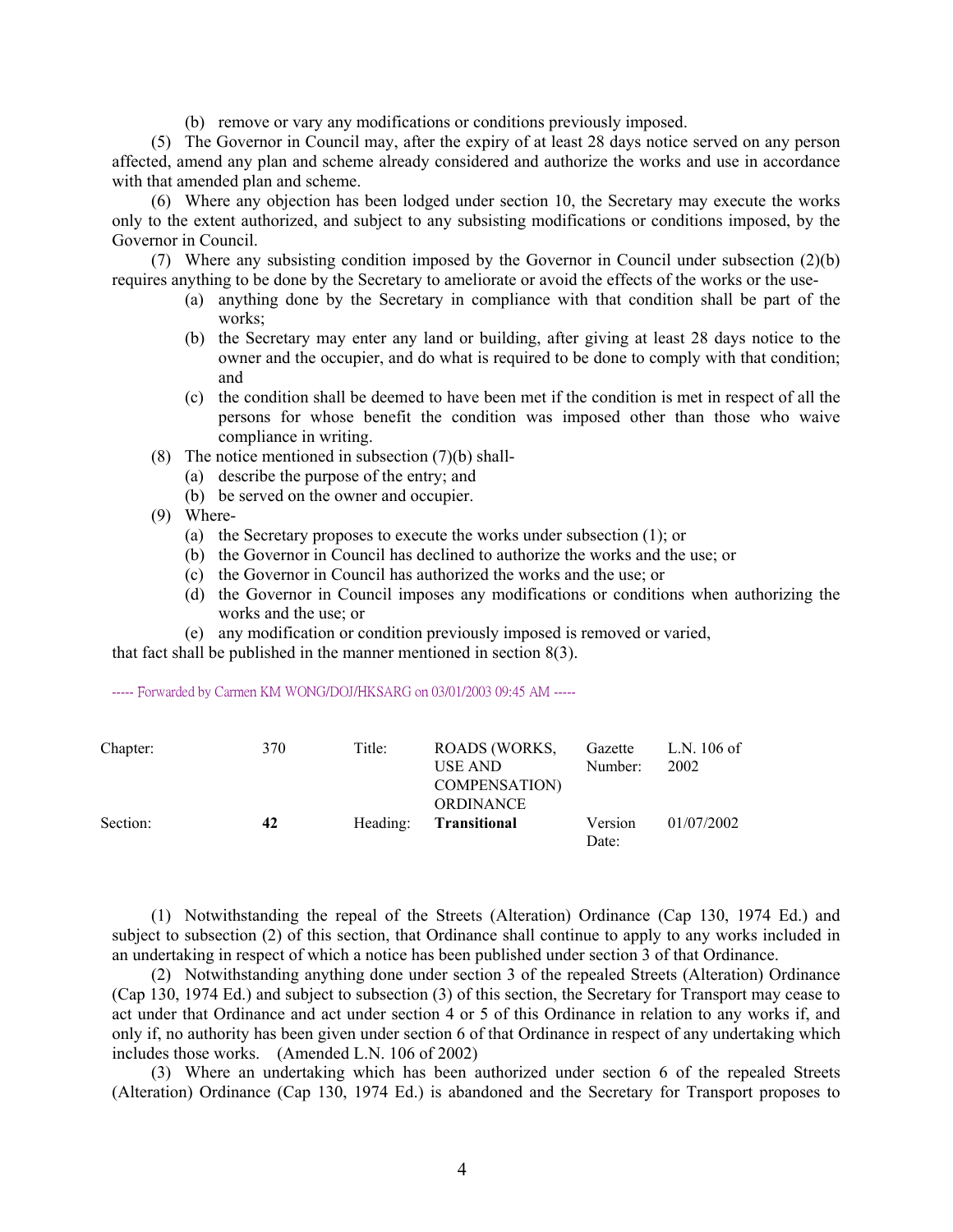(b) remove or vary any modifications or conditions previously imposed.

(5) The Governor in Council may, after the expiry of at least 28 days notice served on any person affected, amend any plan and scheme already considered and authorize the works and use in accordance with that amended plan and scheme.

(6) Where any objection has been lodged under section 10, the Secretary may execute the works only to the extent authorized, and subject to any subsisting modifications or conditions imposed, by the Governor in Council.

(7) Where any subsisting condition imposed by the Governor in Council under subsection (2)(b) requires anything to be done by the Secretary to ameliorate or avoid the effects of the works or the use-

- (a) anything done by the Secretary in compliance with that condition shall be part of the works;
- (b) the Secretary may enter any land or building, after giving at least 28 days notice to the owner and the occupier, and do what is required to be done to comply with that condition; and
- (c) the condition shall be deemed to have been met if the condition is met in respect of all the persons for whose benefit the condition was imposed other than those who waive compliance in writing.

(8) The notice mentioned in subsection (7)(b) shall-

- (a) describe the purpose of the entry; and
- (b) be served on the owner and occupier.

(9) Where-

- (a) the Secretary proposes to execute the works under subsection (1); or
- (b) the Governor in Council has declined to authorize the works and the use; or
- (c) the Governor in Council has authorized the works and the use; or
- (d) the Governor in Council imposes any modifications or conditions when authorizing the works and the use; or
- (e) any modification or condition previously imposed is removed or varied,

that fact shall be published in the manner mentioned in section 8(3).

----- Forwarded by Carmen KM WONG/DOJ/HKSARG on 03/01/2003 09:45 AM -----

| Chapter: | 370 | Title: | ROADS (WORKS, USE AND COMPENSATION) ORDINANCE | Gazette Number: | L.N. 106 of 2002 |
|---|---|---|---|---|---|
| Section: | **42** | Heading: | **Transitional** | Version Date: | 01/07/2002 |

(1) Notwithstanding the repeal of the Streets (Alteration) Ordinance (Cap 130, 1974 Ed.) and subject to subsection (2) of this section, that Ordinance shall continue to apply to any works included in an undertaking in respect of which a notice has been published under section 3 of that Ordinance.

(2) Notwithstanding anything done under section 3 of the repealed Streets (Alteration) Ordinance (Cap 130, 1974 Ed.) and subject to subsection (3) of this section, the Secretary for Transport may cease to act under that Ordinance and act under section 4 or 5 of this Ordinance in relation to any works if, and only if, no authority has been given under section 6 of that Ordinance in respect of any undertaking which includes those works. (Amended L.N. 106 of 2002)

(3) Where an undertaking which has been authorized under section 6 of the repealed Streets (Alteration) Ordinance (Cap 130, 1974 Ed.) is abandoned and the Secretary for Transport proposes to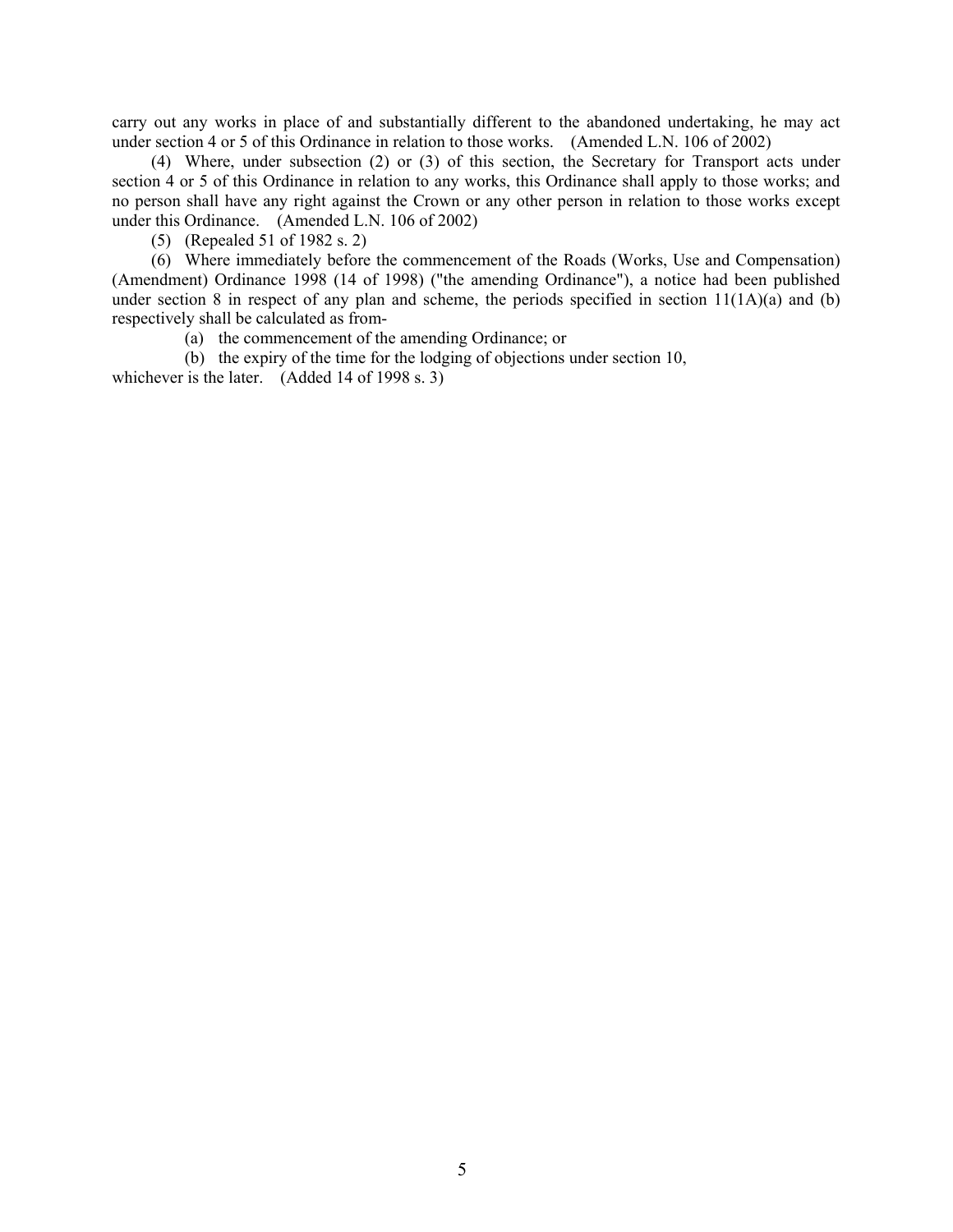carry out any works in place of and substantially different to the abandoned undertaking, he may act under section 4 or 5 of this Ordinance in relation to those works. (Amended L.N. 106 of 2002)

(4) Where, under subsection (2) or (3) of this section, the Secretary for Transport acts under section 4 or 5 of this Ordinance in relation to any works, this Ordinance shall apply to those works; and no person shall have any right against the Crown or any other person in relation to those works except under this Ordinance. (Amended L.N. 106 of 2002)

(5) (Repealed 51 of 1982 s. 2)

(6) Where immediately before the commencement of the Roads (Works, Use and Compensation) (Amendment) Ordinance 1998 (14 of 1998) ("the amending Ordinance"), a notice had been published under section 8 in respect of any plan and scheme, the periods specified in section 11(1A)(a) and (b) respectively shall be calculated as from-

(a) the commencement of the amending Ordinance; or

(b) the expiry of the time for the lodging of objections under section 10,

whichever is the later. (Added 14 of 1998 s. 3)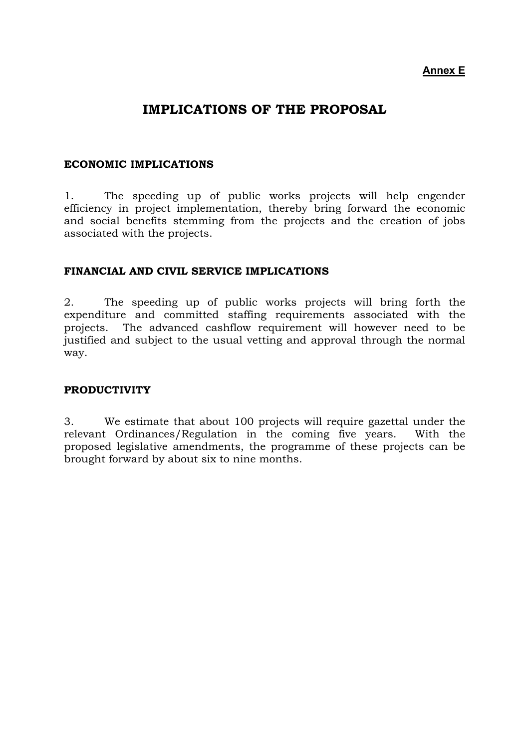**Annex E**

# IMPLICATIONS OF THE PROPOSAL

## ECONOMIC IMPLICATIONS

1. The speeding up of public works projects will help engender efficiency in project implementation, thereby bring forward the economic and social benefits stemming from the projects and the creation of jobs associated with the projects.

## FINANCIAL AND CIVIL SERVICE IMPLICATIONS

2. The speeding up of public works projects will bring forth the expenditure and committed staffing requirements associated with the projects. The advanced cashflow requirement will however need to be justified and subject to the usual vetting and approval through the normal way.

## PRODUCTIVITY

3. We estimate that about 100 projects will require gazettal under the relevant Ordinances/Regulation in the coming five years. With the proposed legislative amendments, the programme of these projects can be brought forward by about six to nine months.